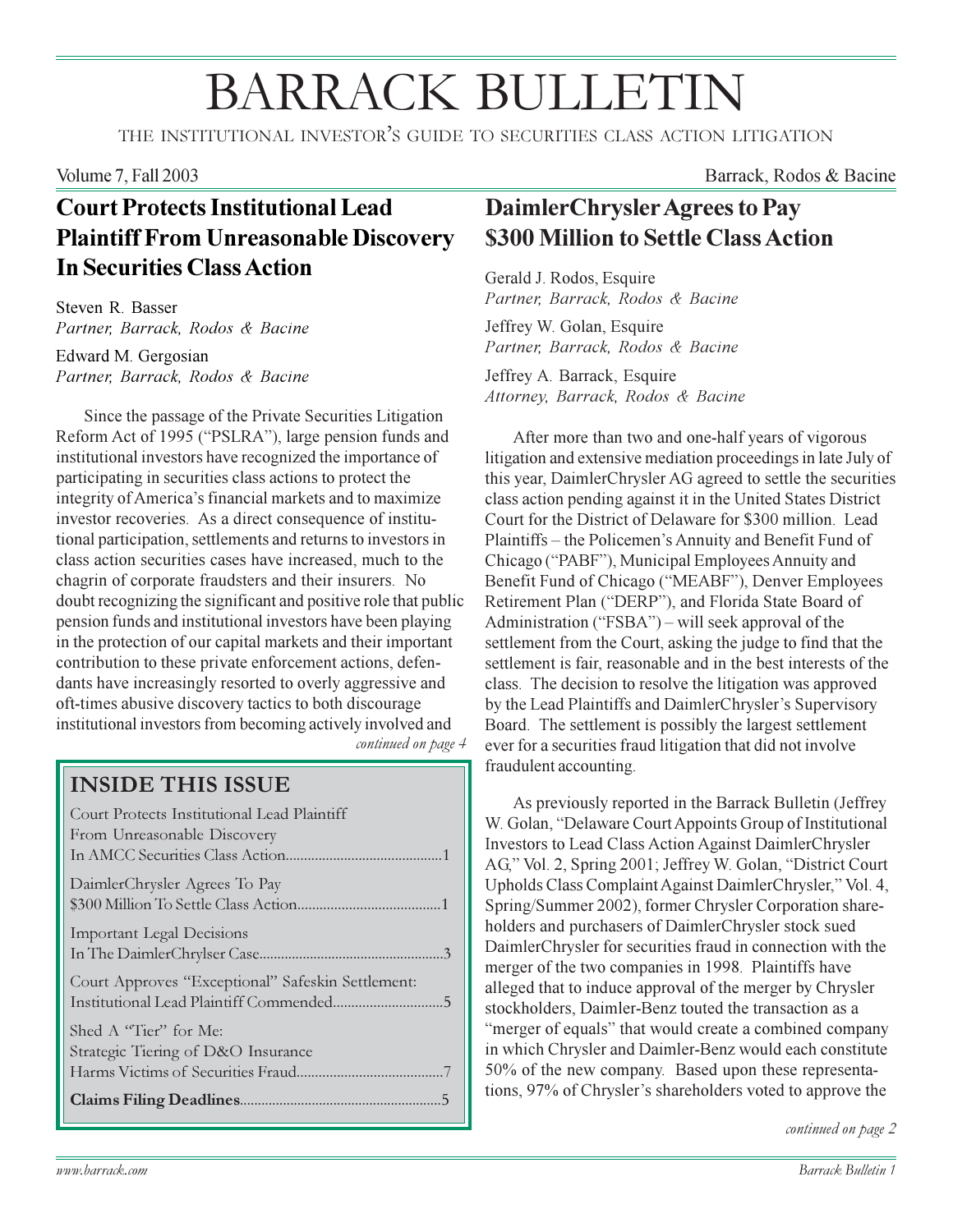# BARRACK BULLETIN

THE INSTITUTIONAL INVESTOR'S GUIDE TO SECURITIES CLASS ACTION LITIGATION

Volume 7, Fall 2003

Barrack, Rodos & Bacine

## Court Protects Institutional Lead Plaintiff From Unreasonable Discovery In Securities Class Action

Steven R. Basser
*Partner, Barrack, Rodos & Bacine*

Edward M. Gergosian
*Partner, Barrack, Rodos & Bacine*

Since the passage of the Private Securities Litigation Reform Act of 1995 ("PSLRA"), large pension funds and institutional investors have recognized the importance of participating in securities class actions to protect the integrity of America's financial markets and to maximize investor recoveries. As a direct consequence of institutional participation, settlements and returns to investors in class action securities cases have increased, much to the chagrin of corporate fraudsters and their insurers. No doubt recognizing the significant and positive role that public pension funds and institutional investors have been playing in the protection of our capital markets and their important contribution to these private enforcement actions, defendants have increasingly resorted to overly aggressive and oft-times abusive discovery tactics to both discourage institutional investors from becoming actively involved and

*continued on page 4*

### INSIDE THIS ISSUE

Court Protects Institutional Lead Plaintiff From Unreasonable Discovery In AMCC Securities Class Action..........1

DaimlerChrysler Agrees To Pay $300 Million To Settle Class Action..........1

Important Legal Decisions In The DaimlerChrylser Case..........3

Court Approves "Exceptional" Safeskin Settlement: Institutional Lead Plaintiff Commended..........5

Shed A "Tier" for Me: Strategic Tiering of D&O Insurance Harms Victims of Securities Fraud..........7

**Claims Filing Deadlines**..........5

## DaimlerChrysler Agrees to Pay $300 Million to Settle Class Action

Gerald J. Rodos, Esquire
*Partner, Barrack, Rodos & Bacine*

Jeffrey W. Golan, Esquire
*Partner, Barrack, Rodos & Bacine*

Jeffrey A. Barrack, Esquire
*Attorney, Barrack, Rodos & Bacine*

After more than two and one-half years of vigorous litigation and extensive mediation proceedings in late July of this year, DaimlerChrysler AG agreed to settle the securities class action pending against it in the United States District Court for the District of Delaware for $300 million. Lead Plaintiffs – the Policemen's Annuity and Benefit Fund of Chicago ("PABF"), Municipal Employees Annuity and Benefit Fund of Chicago ("MEABF"), Denver Employees Retirement Plan ("DERP"), and Florida State Board of Administration ("FSBA") – will seek approval of the settlement from the Court, asking the judge to find that the settlement is fair, reasonable and in the best interests of the class. The decision to resolve the litigation was approved by the Lead Plaintiffs and DaimlerChrysler's Supervisory Board. The settlement is possibly the largest settlement ever for a securities fraud litigation that did not involve fraudulent accounting.

As previously reported in the Barrack Bulletin (Jeffrey W. Golan, "Delaware Court Appoints Group of Institutional Investors to Lead Class Action Against DaimlerChrysler AG," Vol. 2, Spring 2001; Jeffrey W. Golan, "District Court Upholds Class Complaint Against DaimlerChrysler," Vol. 4, Spring/Summer 2002), former Chrysler Corporation shareholders and purchasers of DaimlerChrysler stock sued DaimlerChrysler for securities fraud in connection with the merger of the two companies in 1998. Plaintiffs have alleged that to induce approval of the merger by Chrysler stockholders, Daimler-Benz touted the transaction as a "merger of equals" that would create a combined company in which Chrysler and Daimler-Benz would each constitute 50% of the new company. Based upon these representations, 97% of Chrysler's shareholders voted to approve the

*continued on page 2*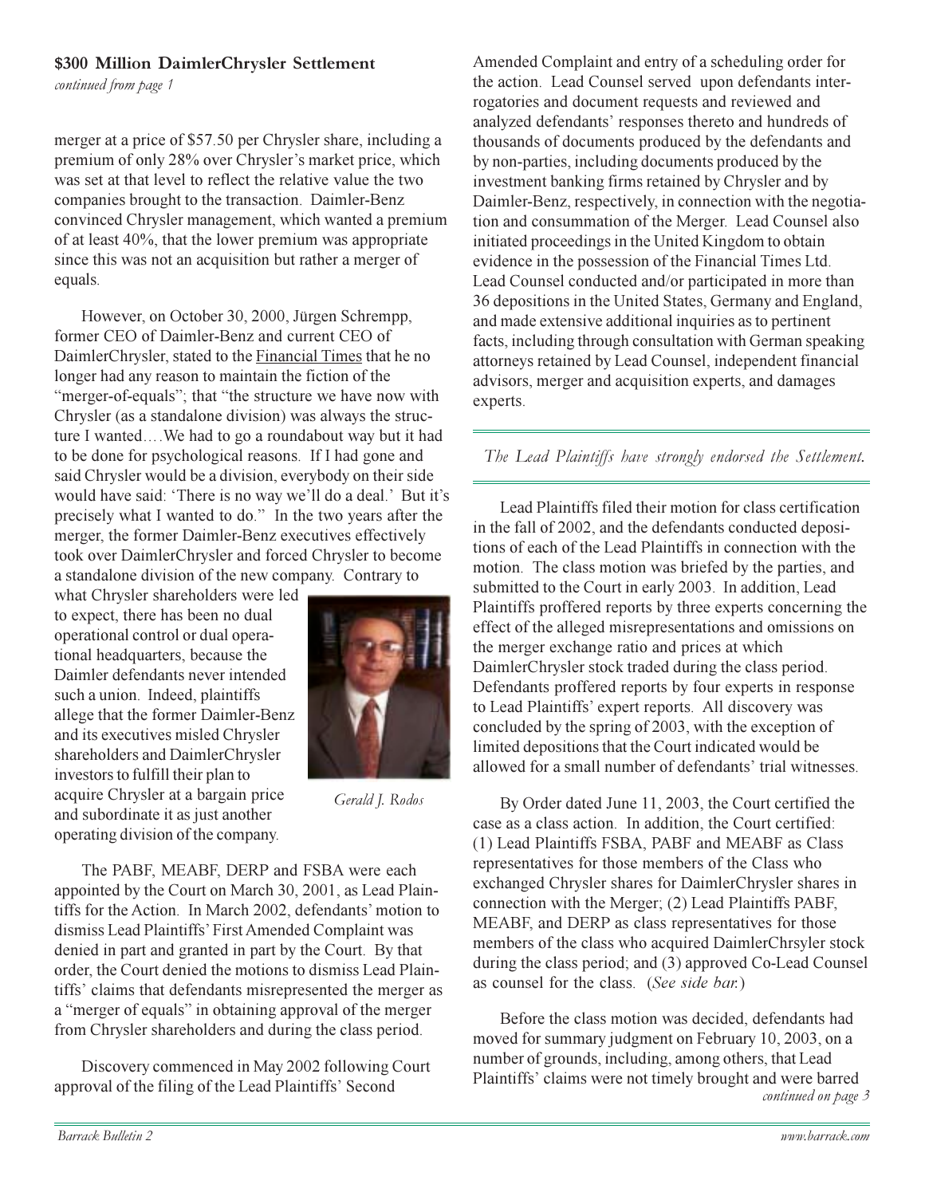**$300 Million DaimlerChrysler Settlement**

*continued from page 1*

merger at a price of $57.50 per Chrysler share, including a premium of only 28% over Chrysler's market price, which was set at that level to reflect the relative value the two companies brought to the transaction. Daimler-Benz convinced Chrysler management, which wanted a premium of at least 40%, that the lower premium was appropriate since this was not an acquisition but rather a merger of equals.

However, on October 30, 2000, Jürgen Schrempp, former CEO of Daimler-Benz and current CEO of DaimlerChrysler, stated to the Financial Times that he no longer had any reason to maintain the fiction of the "merger-of-equals"; that "the structure we have now with Chrysler (as a standalone division) was always the structure I wanted….We had to go a roundabout way but it had to be done for psychological reasons. If I had gone and said Chrysler would be a division, everybody on their side would have said: 'There is no way we'll do a deal.' But it's precisely what I wanted to do." In the two years after the merger, the former Daimler-Benz executives effectively took over DaimlerChrysler and forced Chrysler to become a standalone division of the new company. Contrary to what Chrysler shareholders were led to expect, there has been no dual operational control or dual operational headquarters, because the Daimler defendants never intended such a union. Indeed, plaintiffs allege that the former Daimler-Benz and its executives misled Chrysler shareholders and DaimlerChrysler investors to fulfill their plan to acquire Chrysler at a bargain price and subordinate it as just another operating division of the company.

*Gerald J. Rodos*

The PABF, MEABF, DERP and FSBA were each appointed by the Court on March 30, 2001, as Lead Plaintiffs for the Action. In March 2002, defendants' motion to dismiss Lead Plaintiffs' First Amended Complaint was denied in part and granted in part by the Court. By that order, the Court denied the motions to dismiss Lead Plaintiffs' claims that defendants misrepresented the merger as a "merger of equals" in obtaining approval of the merger from Chrysler shareholders and during the class period.

Discovery commenced in May 2002 following Court approval of the filing of the Lead Plaintiffs' Second Amended Complaint and entry of a scheduling order for the action. Lead Counsel served upon defendants interrogatories and document requests and reviewed and analyzed defendants' responses thereto and hundreds of thousands of documents produced by the defendants and by non-parties, including documents produced by the investment banking firms retained by Chrysler and by Daimler-Benz, respectively, in connection with the negotiation and consummation of the Merger. Lead Counsel also initiated proceedings in the United Kingdom to obtain evidence in the possession of the Financial Times Ltd. Lead Counsel conducted and/or participated in more than 36 depositions in the United States, Germany and England, and made extensive additional inquiries as to pertinent facts, including through consultation with German speaking attorneys retained by Lead Counsel, independent financial advisors, merger and acquisition experts, and damages experts.

*The Lead Plaintiffs have strongly endorsed the Settlement.*

Lead Plaintiffs filed their motion for class certification in the fall of 2002, and the defendants conducted depositions of each of the Lead Plaintiffs in connection with the motion. The class motion was briefed by the parties, and submitted to the Court in early 2003. In addition, Lead Plaintiffs proffered reports by three experts concerning the effect of the alleged misrepresentations and omissions on the merger exchange ratio and prices at which DaimlerChrysler stock traded during the class period. Defendants proffered reports by four experts in response to Lead Plaintiffs' expert reports. All discovery was concluded by the spring of 2003, with the exception of limited depositions that the Court indicated would be allowed for a small number of defendants' trial witnesses.

By Order dated June 11, 2003, the Court certified the case as a class action. In addition, the Court certified: (1) Lead Plaintiffs FSBA, PABF and MEABF as Class representatives for those members of the Class who exchanged Chrysler shares for DaimlerChrysler shares in connection with the Merger; (2) Lead Plaintiffs PABF, MEABF, and DERP as class representatives for those members of the class who acquired DaimlerChrsyler stock during the class period; and (3) approved Co-Lead Counsel as counsel for the class. (*See side bar.*)

Before the class motion was decided, defendants had moved for summary judgment on February 10, 2003, on a number of grounds, including, among others, that Lead Plaintiffs' claims were not timely brought and were barred

*continued on page 3*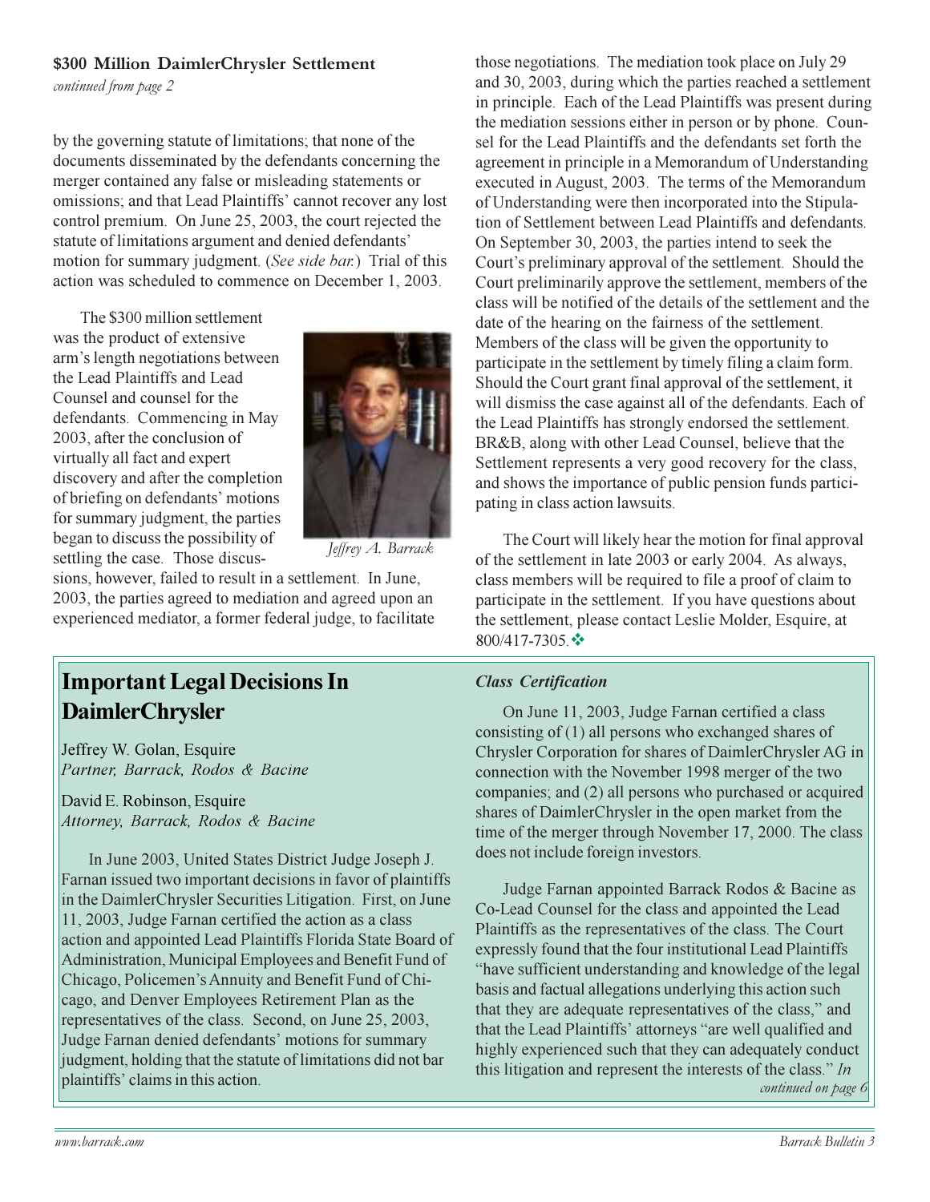**$300 Million DaimlerChrysler Settlement**

*continued from page 2*

by the governing statute of limitations; that none of the documents disseminated by the defendants concerning the merger contained any false or misleading statements or omissions; and that Lead Plaintiffs' cannot recover any lost control premium. On June 25, 2003, the court rejected the statute of limitations argument and denied defendants' motion for summary judgment. (*See side bar.*) Trial of this action was scheduled to commence on December 1, 2003.

The $300 million settlement was the product of extensive arm's length negotiations between the Lead Plaintiffs and Lead Counsel and counsel for the defendants. Commencing in May 2003, after the conclusion of virtually all fact and expert discovery and after the completion of briefing on defendants' motions for summary judgment, the parties began to discuss the possibility of settling the case. Those discussions, however, failed to result in a settlement. In June, 2003, the parties agreed to mediation and agreed upon an experienced mediator, a former federal judge, to facilitate those negotiations. The mediation took place on July 29 and 30, 2003, during which the parties reached a settlement in principle. Each of the Lead Plaintiffs was present during the mediation sessions either in person or by phone. Counsel for the Lead Plaintiffs and the defendants set forth the agreement in principle in a Memorandum of Understanding executed in August, 2003. The terms of the Memorandum of Understanding were then incorporated into the Stipulation of Settlement between Lead Plaintiffs and defendants. On September 30, 2003, the parties intend to seek the Court's preliminary approval of the settlement. Should the Court preliminarily approve the settlement, members of the class will be notified of the details of the settlement and the date of the hearing on the fairness of the settlement. Members of the class will be given the opportunity to participate in the settlement by timely filing a claim form. Should the Court grant final approval of the settlement, it will dismiss the case against all of the defendants. Each of the Lead Plaintiffs has strongly endorsed the settlement. BR&B, along with other Lead Counsel, believe that the Settlement represents a very good recovery for the class, and shows the importance of public pension funds participating in class action lawsuits.

*Jeffrey A. Barrack*

The Court will likely hear the motion for final approval of the settlement in late 2003 or early 2004. As always, class members will be required to file a proof of claim to participate in the settlement. If you have questions about the settlement, please contact Leslie Molder, Esquire, at 800/417-7305.❖

## Important Legal Decisions In DaimlerChrysler

Jeffrey W. Golan, Esquire
*Partner, Barrack, Rodos & Bacine*

David E. Robinson, Esquire
*Attorney, Barrack, Rodos & Bacine*

In June 2003, United States District Judge Joseph J. Farnan issued two important decisions in favor of plaintiffs in the DaimlerChrysler Securities Litigation. First, on June 11, 2003, Judge Farnan certified the action as a class action and appointed Lead Plaintiffs Florida State Board of Administration, Municipal Employees and Benefit Fund of Chicago, Policemen's Annuity and Benefit Fund of Chicago, and Denver Employees Retirement Plan as the representatives of the class. Second, on June 25, 2003, Judge Farnan denied defendants' motions for summary judgment, holding that the statute of limitations did not bar plaintiffs' claims in this action.

***Class Certification***

On June 11, 2003, Judge Farnan certified a class consisting of (1) all persons who exchanged shares of Chrysler Corporation for shares of DaimlerChrysler AG in connection with the November 1998 merger of the two companies; and (2) all persons who purchased or acquired shares of DaimlerChrysler in the open market from the time of the merger through November 17, 2000. The class does not include foreign investors.

Judge Farnan appointed Barrack Rodos & Bacine as Co-Lead Counsel for the class and appointed the Lead Plaintiffs as the representatives of the class. The Court expressly found that the four institutional Lead Plaintiffs "have sufficient understanding and knowledge of the legal basis and factual allegations underlying this action such that they are adequate representatives of the class," and that the Lead Plaintiffs' attorneys "are well qualified and highly experienced such that they can adequately conduct this litigation and represent the interests of the class." *In*

*continued on page 6*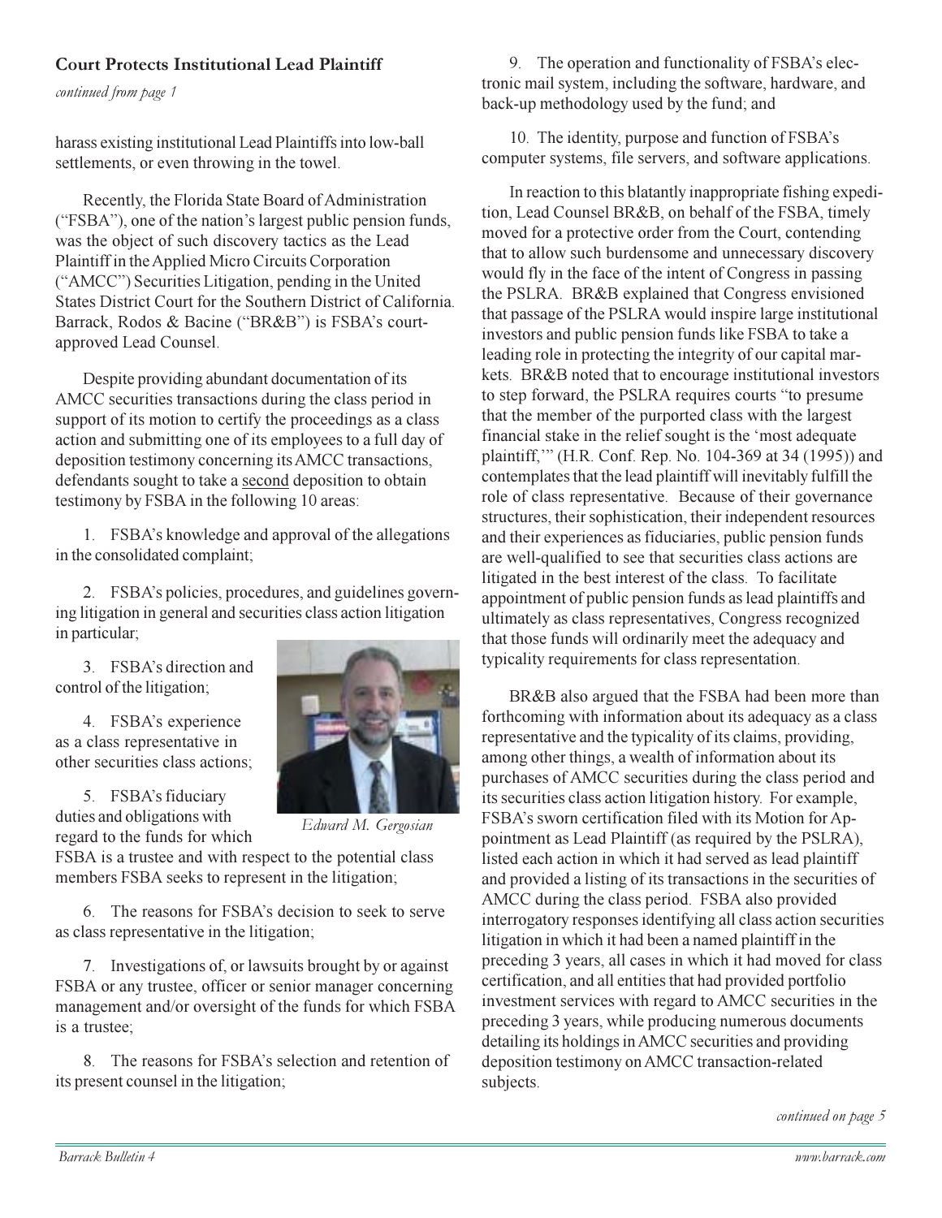### Court Protects Institutional Lead Plaintiff

*continued from page 1*

harass existing institutional Lead Plaintiffs into low-ball settlements, or even throwing in the towel.

Recently, the Florida State Board of Administration ("FSBA"), one of the nation's largest public pension funds, was the object of such discovery tactics as the Lead Plaintiff in the Applied Micro Circuits Corporation ("AMCC") Securities Litigation, pending in the United States District Court for the Southern District of California. Barrack, Rodos & Bacine ("BR&B") is FSBA's court-approved Lead Counsel.

Despite providing abundant documentation of its AMCC securities transactions during the class period in support of its motion to certify the proceedings as a class action and submitting one of its employees to a full day of deposition testimony concerning its AMCC transactions, defendants sought to take a second deposition to obtain testimony by FSBA in the following 10 areas:

1. FSBA's knowledge and approval of the allegations in the consolidated complaint;

2. FSBA's policies, procedures, and guidelines governing litigation in general and securities class action litigation in particular;

3. FSBA's direction and control of the litigation;

4. FSBA's experience as a class representative in other securities class actions;

5. FSBA's fiduciary duties and obligations with regard to the funds for which FSBA is a trustee and with respect to the potential class members FSBA seeks to represent in the litigation;

6. The reasons for FSBA's decision to seek to serve as class representative in the litigation;

7. Investigations of, or lawsuits brought by or against FSBA or any trustee, officer or senior manager concerning management and/or oversight of the funds for which FSBA is a trustee;

8. The reasons for FSBA's selection and retention of its present counsel in the litigation;

9. The operation and functionality of FSBA's electronic mail system, including the software, hardware, and back-up methodology used by the fund; and

10. The identity, purpose and function of FSBA's computer systems, file servers, and software applications.

*Edward M. Gergosian*

In reaction to this blatantly inappropriate fishing expedition, Lead Counsel BR&B, on behalf of the FSBA, timely moved for a protective order from the Court, contending that to allow such burdensome and unnecessary discovery would fly in the face of the intent of Congress in passing the PSLRA. BR&B explained that Congress envisioned that passage of the PSLRA would inspire large institutional investors and public pension funds like FSBA to take a leading role in protecting the integrity of our capital markets. BR&B noted that to encourage institutional investors to step forward, the PSLRA requires courts "to presume that the member of the purported class with the largest financial stake in the relief sought is the 'most adequate plaintiff,'" (H.R. Conf. Rep. No. 104-369 at 34 (1995)) and contemplates that the lead plaintiff will inevitably fulfill the role of class representative. Because of their governance structures, their sophistication, their independent resources and their experiences as fiduciaries, public pension funds are well-qualified to see that securities class actions are litigated in the best interest of the class. To facilitate appointment of public pension funds as lead plaintiffs and ultimately as class representatives, Congress recognized that those funds will ordinarily meet the adequacy and typicality requirements for class representation.

BR&B also argued that the FSBA had been more than forthcoming with information about its adequacy as a class representative and the typicality of its claims, providing, among other things, a wealth of information about its purchases of AMCC securities during the class period and its securities class action litigation history. For example, FSBA's sworn certification filed with its Motion for Appointment as Lead Plaintiff (as required by the PSLRA), listed each action in which it had served as lead plaintiff and provided a listing of its transactions in the securities of AMCC during the class period. FSBA also provided interrogatory responses identifying all class action securities litigation in which it had been a named plaintiff in the preceding 3 years, all cases in which it had moved for class certification, and all entities that had provided portfolio investment services with regard to AMCC securities in the preceding 3 years, while producing numerous documents detailing its holdings in AMCC securities and providing deposition testimony on AMCC transaction-related subjects.

*continued on page 5*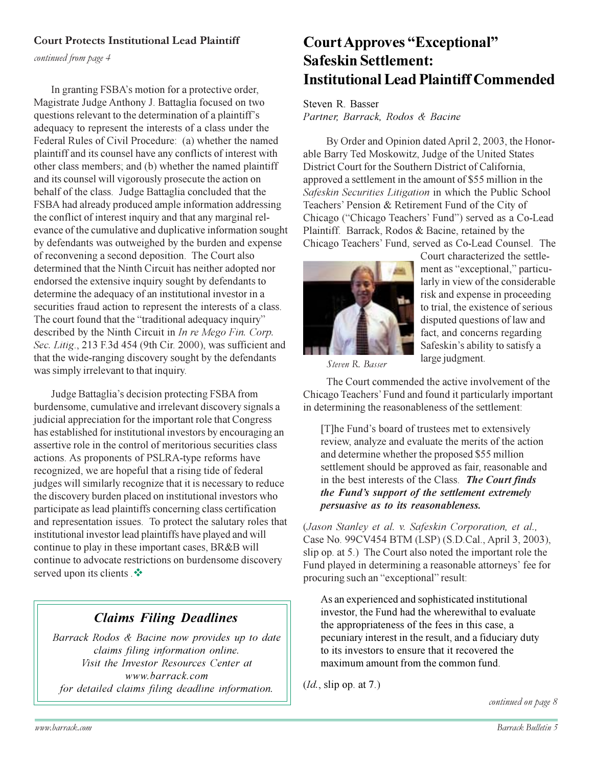### Court Protects Institutional Lead Plaintiff

*continued from page 4*

In granting FSBA's motion for a protective order, Magistrate Judge Anthony J. Battaglia focused on two questions relevant to the determination of a plaintiff's adequacy to represent the interests of a class under the Federal Rules of Civil Procedure: (a) whether the named plaintiff and its counsel have any conflicts of interest with other class members; and (b) whether the named plaintiff and its counsel will vigorously prosecute the action on behalf of the class. Judge Battaglia concluded that the FSBA had already produced ample information addressing the conflict of interest inquiry and that any marginal relevance of the cumulative and duplicative information sought by defendants was outweighed by the burden and expense of reconvening a second deposition. The Court also determined that the Ninth Circuit has neither adopted nor endorsed the extensive inquiry sought by defendants to determine the adequacy of an institutional investor in a securities fraud action to represent the interests of a class. The court found that the "traditional adequacy inquiry" described by the Ninth Circuit in *In re Mego Fin. Corp. Sec. Litig.*, 213 F.3d 454 (9th Cir. 2000), was sufficient and that the wide-ranging discovery sought by the defendants was simply irrelevant to that inquiry.

Judge Battaglia's decision protecting FSBA from burdensome, cumulative and irrelevant discovery signals a judicial appreciation for the important role that Congress has established for institutional investors by encouraging an assertive role in the control of meritorious securities class actions. As proponents of PSLRA-type reforms have recognized, we are hopeful that a rising tide of federal judges will similarly recognize that it is necessary to reduce the discovery burden placed on institutional investors who participate as lead plaintiffs concerning class certification and representation issues. To protect the salutary roles that institutional investor lead plaintiffs have played and will continue to play in these important cases, BR&B will continue to advocate restrictions on burdensome discovery served upon its clients . ❖

> ## *Claims Filing Deadlines*
>
> *Barrack Rodos & Bacine now provides up to date claims filing information online. Visit the Investor Resources Center at www.barrack.com for detailed claims filing deadline information.*

# Court Approves "Exceptional" Safeskin Settlement: Institutional Lead Plaintiff Commended

Steven R. Basser
*Partner, Barrack, Rodos & Bacine*

By Order and Opinion dated April 2, 2003, the Honorable Barry Ted Moskowitz, Judge of the United States District Court for the Southern District of California, approved a settlement in the amount of $55 million in the *Safeskin Securities Litigation* in which the Public School Teachers' Pension & Retirement Fund of the City of Chicago ("Chicago Teachers' Fund") served as a Co-Lead Plaintiff. Barrack, Rodos & Bacine, retained by the Chicago Teachers' Fund, served as Co-Lead Counsel. The Court characterized the settlement as "exceptional," particularly in view of the considerable risk and expense in proceeding to trial, the existence of serious disputed questions of law and fact, and concerns regarding Safeskin's ability to satisfy a large judgment.

*Steven R. Basser*

The Court commended the active involvement of the Chicago Teachers' Fund and found it particularly important in determining the reasonableness of the settlement:

> [T]he Fund's board of trustees met to extensively review, analyze and evaluate the merits of the action and determine whether the proposed $55 million settlement should be approved as fair, reasonable and in the best interests of the Class. ***The Court finds the Fund's support of the settlement extremely persuasive as to its reasonableness.***

(*Jason Stanley et al. v. Safeskin Corporation, et al.,* Case No. 99CV454 BTM (LSP) (S.D.Cal., April 3, 2003), slip op. at 5.) The Court also noted the important role the Fund played in determining a reasonable attorneys' fee for procuring such an "exceptional" result:

> As an experienced and sophisticated institutional investor, the Fund had the wherewithal to evaluate the appropriateness of the fees in this case, a pecuniary interest in the result, and a fiduciary duty to its investors to ensure that it recovered the maximum amount from the common fund.

(*Id.*, slip op. at 7.)

*continued on page 8*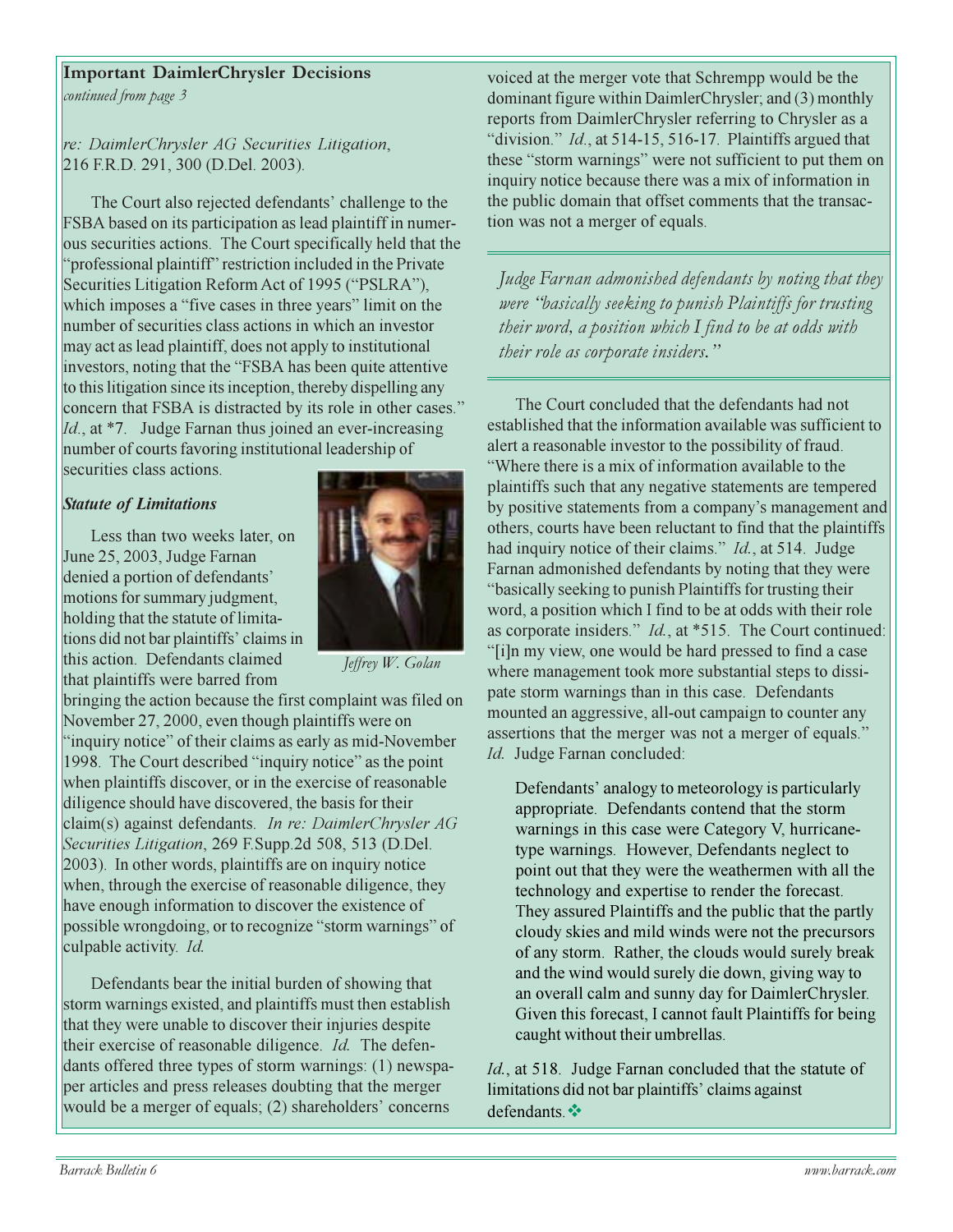**Important DaimlerChrysler Decisions**

*continued from page 3*

*re: DaimlerChrysler AG Securities Litigation*, 216 F.R.D. 291, 300 (D.Del. 2003).

The Court also rejected defendants' challenge to the FSBA based on its participation as lead plaintiff in numerous securities actions. The Court specifically held that the "professional plaintiff" restriction included in the Private Securities Litigation Reform Act of 1995 ("PSLRA"), which imposes a "five cases in three years" limit on the number of securities class actions in which an investor may act as lead plaintiff, does not apply to institutional investors, noting that the "FSBA has been quite attentive to this litigation since its inception, thereby dispelling any concern that FSBA is distracted by its role in other cases." *Id.*, at \*7. Judge Farnan thus joined an ever-increasing number of courts favoring institutional leadership of securities class actions.

***Statute of Limitations***

Less than two weeks later, on June 25, 2003, Judge Farnan denied a portion of defendants' motions for summary judgment, holding that the statute of limitations did not bar plaintiffs' claims in this action. Defendants claimed that plaintiffs were barred from bringing the action because the first complaint was filed on November 27, 2000, even though plaintiffs were on "inquiry notice" of their claims as early as mid-November 1998. The Court described "inquiry notice" as the point when plaintiffs discover, or in the exercise of reasonable diligence should have discovered, the basis for their claim(s) against defendants. *In re: DaimlerChrysler AG Securities Litigation*, 269 F.Supp.2d 508, 513 (D.Del. 2003). In other words, plaintiffs are on inquiry notice when, through the exercise of reasonable diligence, they have enough information to discover the existence of possible wrongdoing, or to recognize "storm warnings" of culpable activity. *Id.*

*Jeffrey W. Golan*

Defendants bear the initial burden of showing that storm warnings existed, and plaintiffs must then establish that they were unable to discover their injuries despite their exercise of reasonable diligence. *Id.* The defendants offered three types of storm warnings: (1) newspaper articles and press releases doubting that the merger would be a merger of equals; (2) shareholders' concerns voiced at the merger vote that Schrempp would be the dominant figure within DaimlerChrysler; and (3) monthly reports from DaimlerChrysler referring to Chrysler as a "division." *Id.*, at 514-15, 516-17. Plaintiffs argued that these "storm warnings" were not sufficient to put them on inquiry notice because there was a mix of information in the public domain that offset comments that the transaction was not a merger of equals.

*Judge Farnan admonished defendants by noting that they were "basically seeking to punish Plaintiffs for trusting their word, a position which I find to be at odds with their role as corporate insiders."*

The Court concluded that the defendants had not established that the information available was sufficient to alert a reasonable investor to the possibility of fraud. "Where there is a mix of information available to the plaintiffs such that any negative statements are tempered by positive statements from a company's management and others, courts have been reluctant to find that the plaintiffs had inquiry notice of their claims." *Id.*, at 514. Judge Farnan admonished defendants by noting that they were "basically seeking to punish Plaintiffs for trusting their word, a position which I find to be at odds with their role as corporate insiders." *Id.*, at \*515. The Court continued: "[i]n my view, one would be hard pressed to find a case where management took more substantial steps to dissipate storm warnings than in this case. Defendants mounted an aggressive, all-out campaign to counter any assertions that the merger was not a merger of equals." *Id.* Judge Farnan concluded:

> Defendants' analogy to meteorology is particularly appropriate. Defendants contend that the storm warnings in this case were Category V, hurricane-type warnings. However, Defendants neglect to point out that they were the weathermen with all the technology and expertise to render the forecast. They assured Plaintiffs and the public that the partly cloudy skies and mild winds were not the precursors of any storm. Rather, the clouds would surely break and the wind would surely die down, giving way to an overall calm and sunny day for DaimlerChrysler. Given this forecast, I cannot fault Plaintiffs for being caught without their umbrellas.

*Id.*, at 518. Judge Farnan concluded that the statute of limitations did not bar plaintiffs' claims against defendants. ❖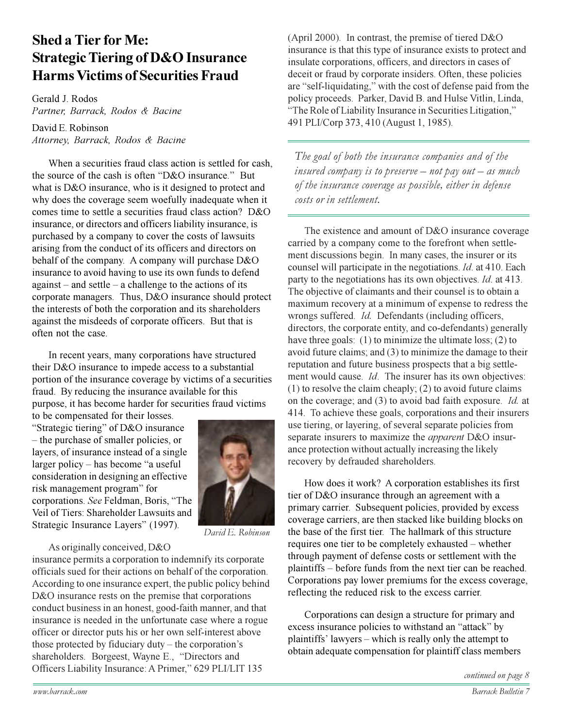# Shed a Tier for Me: Strategic Tiering of D&O Insurance Harms Victims of Securities Fraud

Gerald J. Rodos
*Partner, Barrack, Rodos & Bacine*

David E. Robinson
*Attorney, Barrack, Rodos & Bacine*

When a securities fraud class action is settled for cash, the source of the cash is often "D&O insurance." But what is D&O insurance, who is it designed to protect and why does the coverage seem woefully inadequate when it comes time to settle a securities fraud class action? D&O insurance, or directors and officers liability insurance, is purchased by a company to cover the costs of lawsuits arising from the conduct of its officers and directors on behalf of the company. A company will purchase D&O insurance to avoid having to use its own funds to defend against – and settle – a challenge to the actions of its corporate managers. Thus, D&O insurance should protect the interests of both the corporation and its shareholders against the misdeeds of corporate officers. But that is often not the case.

In recent years, many corporations have structured their D&O insurance to impede access to a substantial portion of the insurance coverage by victims of a securities fraud. By reducing the insurance available for this purpose, it has become harder for securities fraud victims to be compensated for their losses. "Strategic tiering" of D&O insurance – the purchase of smaller policies, or layers, of insurance instead of a single larger policy – has become "a useful consideration in designing an effective risk management program" for corporations. *See* Feldman, Boris, "The Veil of Tiers: Shareholder Lawsuits and Strategic Insurance Layers" (1997).

*David E. Robinson*

As originally conceived, D&O insurance permits a corporation to indemnify its corporate officials sued for their actions on behalf of the corporation. According to one insurance expert, the public policy behind D&O insurance rests on the premise that corporations conduct business in an honest, good-faith manner, and that insurance is needed in the unfortunate case where a rogue officer or director puts his or her own self-interest above those protected by fiduciary duty – the corporation's shareholders. Borgeest, Wayne E., "Directors and Officers Liability Insurance: A Primer," 629 PLI/LIT 135 (April 2000). In contrast, the premise of tiered D&O insurance is that this type of insurance exists to protect and insulate corporations, officers, and directors in cases of deceit or fraud by corporate insiders. Often, these policies are "self-liquidating," with the cost of defense paid from the policy proceeds. Parker, David B. and Hulse Vitlin, Linda, "The Role of Liability Insurance in Securities Litigation," 491 PLI/Corp 373, 410 (August 1, 1985).

> *The goal of both the insurance companies and of the insured company is to preserve – not pay out – as much of the insurance coverage as possible, either in defense costs or in settlement.*

The existence and amount of D&O insurance coverage carried by a company come to the forefront when settlement discussions begin. In many cases, the insurer or its counsel will participate in the negotiations. *Id.* at 410. Each party to the negotiations has its own objectives. *Id.* at 413. The objective of claimants and their counsel is to obtain a maximum recovery at a minimum of expense to redress the wrongs suffered. *Id.* Defendants (including officers, directors, the corporate entity, and co-defendants) generally have three goals: (1) to minimize the ultimate loss; (2) to avoid future claims; and (3) to minimize the damage to their reputation and future business prospects that a big settlement would cause. *Id.* The insurer has its own objectives: (1) to resolve the claim cheaply; (2) to avoid future claims on the coverage; and (3) to avoid bad faith exposure. *Id.* at 414. To achieve these goals, corporations and their insurers use tiering, or layering, of several separate policies from separate insurers to maximize the *apparent* D&O insurance protection without actually increasing the likely recovery by defrauded shareholders.

How does it work? A corporation establishes its first tier of D&O insurance through an agreement with a primary carrier. Subsequent policies, provided by excess coverage carriers, are then stacked like building blocks on the base of the first tier. The hallmark of this structure requires one tier to be completely exhausted – whether through payment of defense costs or settlement with the plaintiffs – before funds from the next tier can be reached. Corporations pay lower premiums for the excess coverage, reflecting the reduced risk to the excess carrier.

Corporations can design a structure for primary and excess insurance policies to withstand an "attack" by plaintiffs' lawyers – which is really only the attempt to obtain adequate compensation for plaintiff class members

*continued on page 8*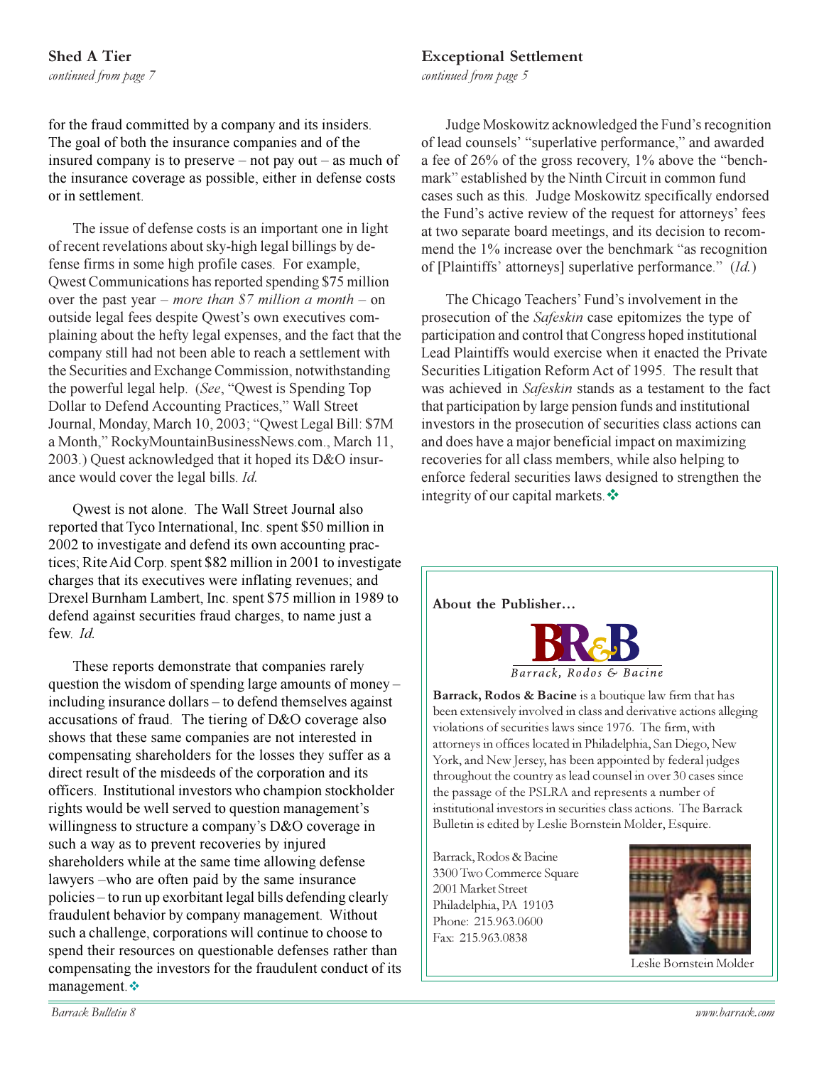### Shed A Tier

*continued from page 7*

for the fraud committed by a company and its insiders. The goal of both the insurance companies and of the insured company is to preserve – not pay out – as much of the insurance coverage as possible, either in defense costs or in settlement.

The issue of defense costs is an important one in light of recent revelations about sky-high legal billings by defense firms in some high profile cases. For example, Qwest Communications has reported spending $75 million over the past year – *more than $7 million a month* – on outside legal fees despite Qwest's own executives complaining about the hefty legal expenses, and the fact that the company still had not been able to reach a settlement with the Securities and Exchange Commission, notwithstanding the powerful legal help. (*See*, "Qwest is Spending Top Dollar to Defend Accounting Practices," Wall Street Journal, Monday, March 10, 2003; "Qwest Legal Bill: $7M a Month," RockyMountainBusinessNews.com., March 11, 2003.) Quest acknowledged that it hoped its D&O insurance would cover the legal bills. *Id.*

Qwest is not alone. The Wall Street Journal also reported that Tyco International, Inc. spent $50 million in 2002 to investigate and defend its own accounting practices; Rite Aid Corp. spent $82 million in 2001 to investigate charges that its executives were inflating revenues; and Drexel Burnham Lambert, Inc. spent $75 million in 1989 to defend against securities fraud charges, to name just a few. *Id.*

These reports demonstrate that companies rarely question the wisdom of spending large amounts of money – including insurance dollars – to defend themselves against accusations of fraud. The tiering of D&O coverage also shows that these same companies are not interested in compensating shareholders for the losses they suffer as a direct result of the misdeeds of the corporation and its officers. Institutional investors who champion stockholder rights would be well served to question management's willingness to structure a company's D&O coverage in such a way as to prevent recoveries by injured shareholders while at the same time allowing defense lawyers –who are often paid by the same insurance policies – to run up exorbitant legal bills defending clearly fraudulent behavior by company management. Without such a challenge, corporations will continue to choose to spend their resources on questionable defenses rather than compensating the investors for the fraudulent conduct of its management. ❖

### Exceptional Settlement

*continued from page 5*

Judge Moskowitz acknowledged the Fund's recognition of lead counsels' "superlative performance," and awarded a fee of 26% of the gross recovery, 1% above the "benchmark" established by the Ninth Circuit in common fund cases such as this. Judge Moskowitz specifically endorsed the Fund's active review of the request for attorneys' fees at two separate board meetings, and its decision to recommend the 1% increase over the benchmark "as recognition of [Plaintiffs' attorneys] superlative performance." (*Id.*)

The Chicago Teachers' Fund's involvement in the prosecution of the *Safeskin* case epitomizes the type of participation and control that Congress hoped institutional Lead Plaintiffs would exercise when it enacted the Private Securities Litigation Reform Act of 1995. The result that was achieved in *Safeskin* stands as a testament to the fact that participation by large pension funds and institutional investors in the prosecution of securities class actions can and does have a major beneficial impact on maximizing recoveries for all class members, while also helping to enforce federal securities laws designed to strengthen the integrity of our capital markets. ❖

### About the Publisher…

BR&B

Barrack, Rodos & Bacine

**Barrack, Rodos & Bacine** is a boutique law firm that has been extensively involved in class and derivative actions alleging violations of securities laws since 1976. The firm, with attorneys in offices located in Philadelphia, San Diego, New York, and New Jersey, has been appointed by federal judges throughout the country as lead counsel in over 30 cases since the passage of the PSLRA and represents a number of institutional investors in securities class actions. The Barrack Bulletin is edited by Leslie Bornstein Molder, Esquire.

Barrack, Rodos & Bacine
3300 Two Commerce Square
2001 Market Street
Philadelphia, PA 19103
Phone: 215.963.0600
Fax: 215.963.0838

Leslie Bornstein Molder